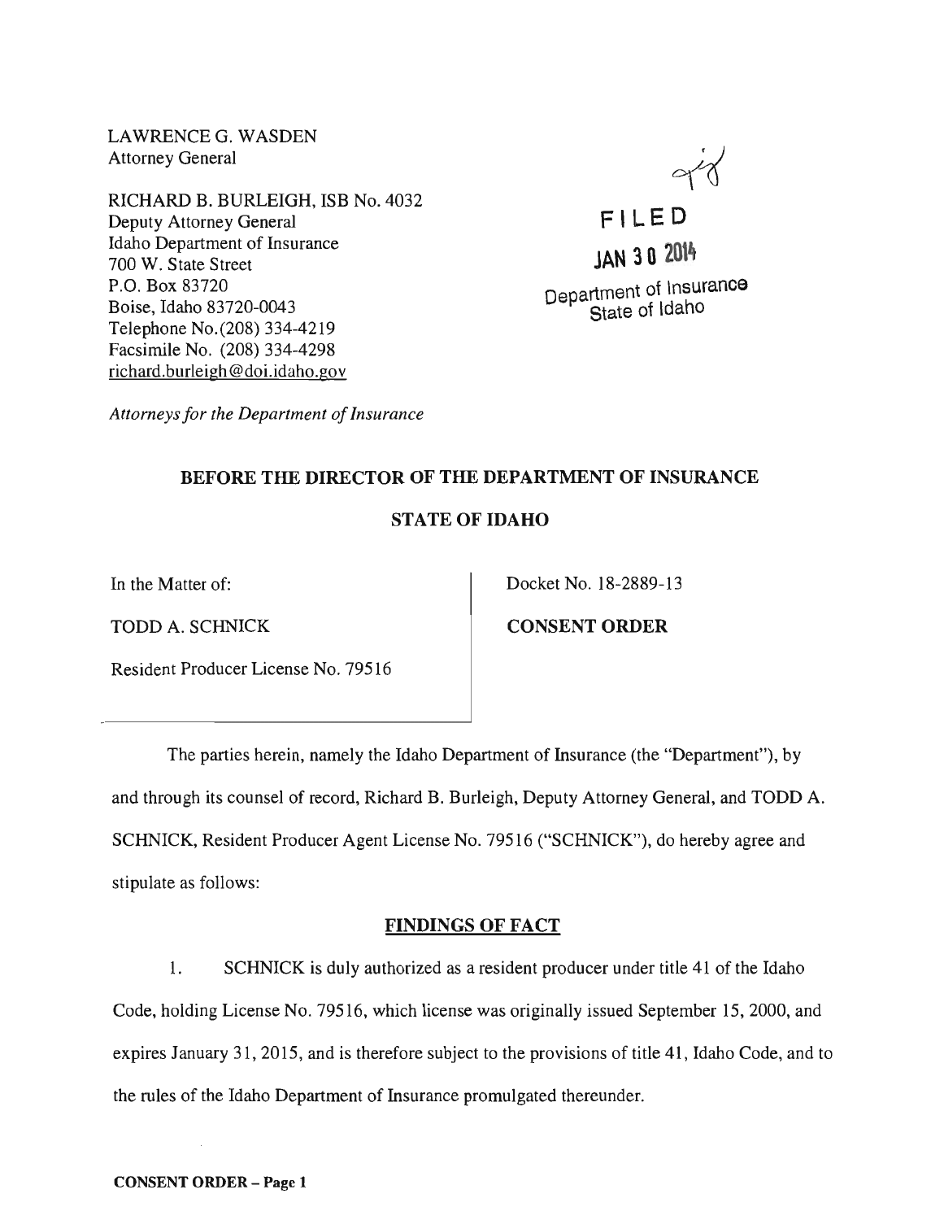LAWRENCE G. WASDEN
Attorney General

RICHARD B. BURLEIGH, ISB No. 4032
Deputy Attorney General
Idaho Department of Insurance
700 W. State Street
P.O. Box 83720
Boise, Idaho 83720-0043
Telephone No.(208) 334-4219
Facsimile No. (208) 334-4298
richard.burleigh@doi.idaho.gov

*Attorneys for the Department of Insurance*

FILED
JAN 30 2014
Department of Insurance
State of Idaho

**BEFORE THE DIRECTOR OF THE DEPARTMENT OF INSURANCE**

**STATE OF IDAHO**

In the Matter of:

TODD A. SCHNICK

Resident Producer License No. 79516

Docket No. 18-2889-13

**CONSENT ORDER**

The parties herein, namely the Idaho Department of Insurance (the "Department"), by and through its counsel of record, Richard B. Burleigh, Deputy Attorney General, and TODD A. SCHNICK, Resident Producer Agent License No. 79516 ("SCHNICK"), do hereby agree and stipulate as follows:

## FINDINGS OF FACT

1. SCHNICK is duly authorized as a resident producer under title 41 of the Idaho Code, holding License No. 79516, which license was originally issued September 15, 2000, and expires January 31, 2015, and is therefore subject to the provisions of title 41, Idaho Code, and to the rules of the Idaho Department of Insurance promulgated thereunder.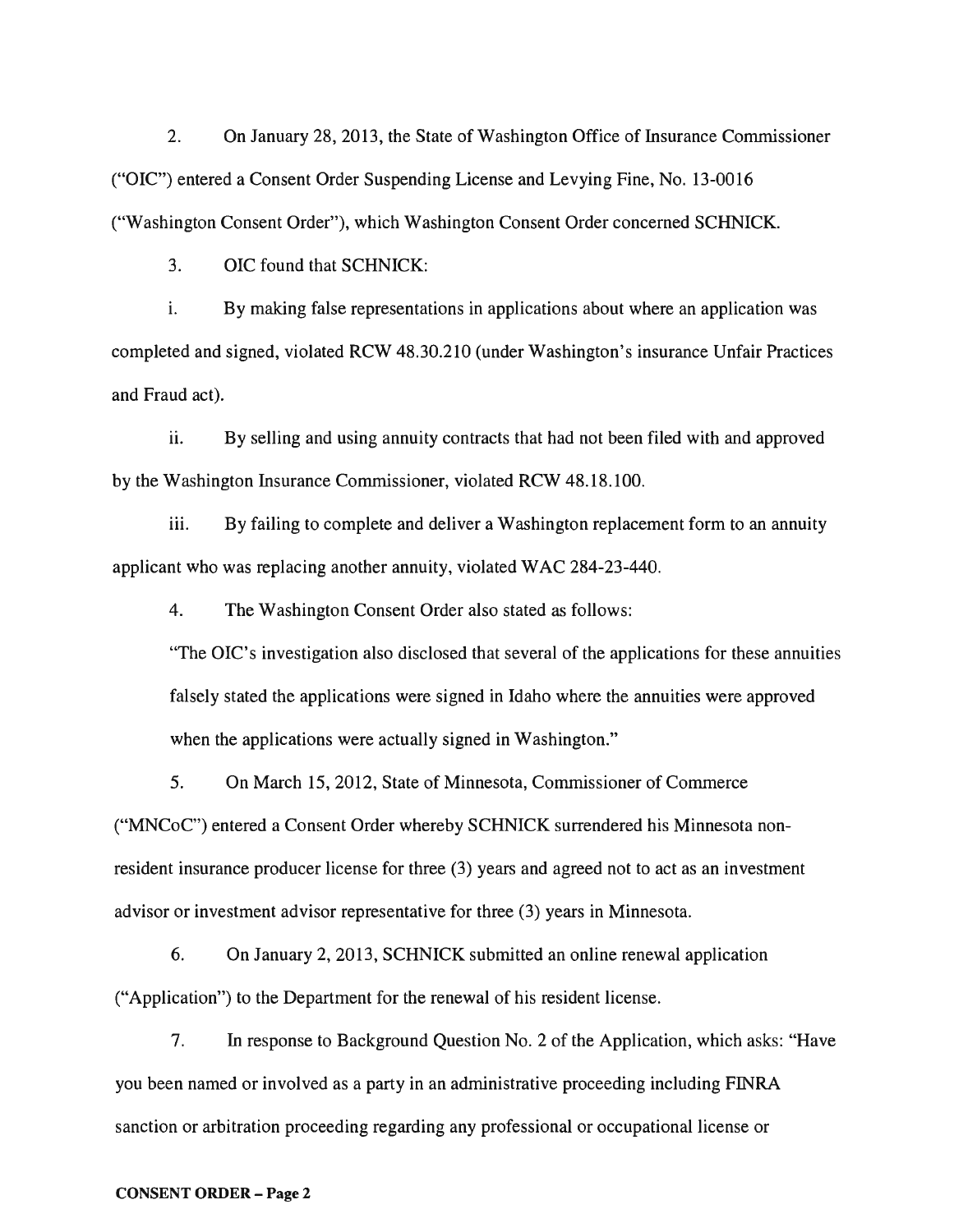2. On January 28, 2013, the State of Washington Office of Insurance Commissioner ("OIC") entered a Consent Order Suspending License and Levying Fine, No. 13-0016 ("Washington Consent Order"), which Washington Consent Order concerned SCHNICK.

3. OIC found that SCHNICK:

i. By making false representations in applications about where an application was completed and signed, violated RCW 48.30.210 (under Washington's insurance Unfair Practices and Fraud act).

ii. By selling and using annuity contracts that had not been filed with and approved by the Washington Insurance Commissioner, violated RCW 48.18.100.

iii. By failing to complete and deliver a Washington replacement form to an annuity applicant who was replacing another annuity, violated WAC 284-23-440.

4. The Washington Consent Order also stated as follows:

> "The OIC's investigation also disclosed that several of the applications for these annuities falsely stated the applications were signed in Idaho where the annuities were approved when the applications were actually signed in Washington."

5. On March 15, 2012, State of Minnesota, Commissioner of Commerce ("MNCoC") entered a Consent Order whereby SCHNICK surrendered his Minnesota non-resident insurance producer license for three (3) years and agreed not to act as an investment advisor or investment advisor representative for three (3) years in Minnesota.

6. On January 2, 2013, SCHNICK submitted an online renewal application ("Application") to the Department for the renewal of his resident license.

7. In response to Background Question No. 2 of the Application, which asks: "Have you been named or involved as a party in an administrative proceeding including FINRA sanction or arbitration proceeding regarding any professional or occupational license or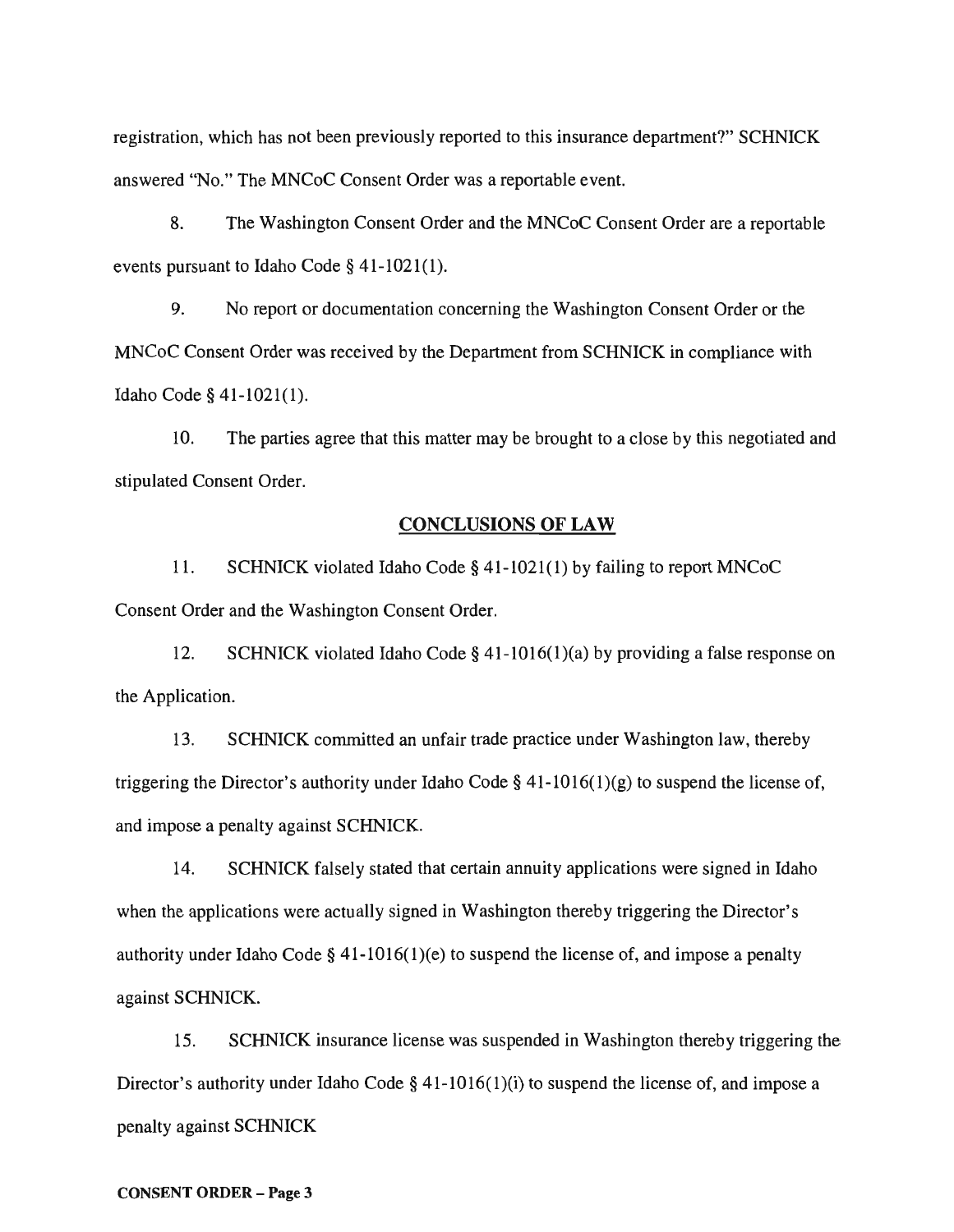registration, which has not been previously reported to this insurance department?" SCHNICK answered "No." The MNCoC Consent Order was a reportable event.

8. The Washington Consent Order and the MNCoC Consent Order are a reportable events pursuant to Idaho Code § 41-1021(1).

9. No report or documentation concerning the Washington Consent Order or the MNCoC Consent Order was received by the Department from SCHNICK in compliance with Idaho Code § 41-1021(1).

10. The parties agree that this matter may be brought to a close by this negotiated and stipulated Consent Order.

## CONCLUSIONS OF LAW

11. SCHNICK violated Idaho Code § 41-1021(1) by failing to report MNCoC Consent Order and the Washington Consent Order.

12. SCHNICK violated Idaho Code § 41-1016(1)(a) by providing a false response on the Application.

13. SCHNICK committed an unfair trade practice under Washington law, thereby triggering the Director's authority under Idaho Code § 41-1016(1)(g) to suspend the license of, and impose a penalty against SCHNICK.

14. SCHNICK falsely stated that certain annuity applications were signed in Idaho when the applications were actually signed in Washington thereby triggering the Director's authority under Idaho Code § 41-1016(1)(e) to suspend the license of, and impose a penalty against SCHNICK.

15. SCHNICK insurance license was suspended in Washington thereby triggering the Director's authority under Idaho Code § 41-1016(1)(i) to suspend the license of, and impose a penalty against SCHNICK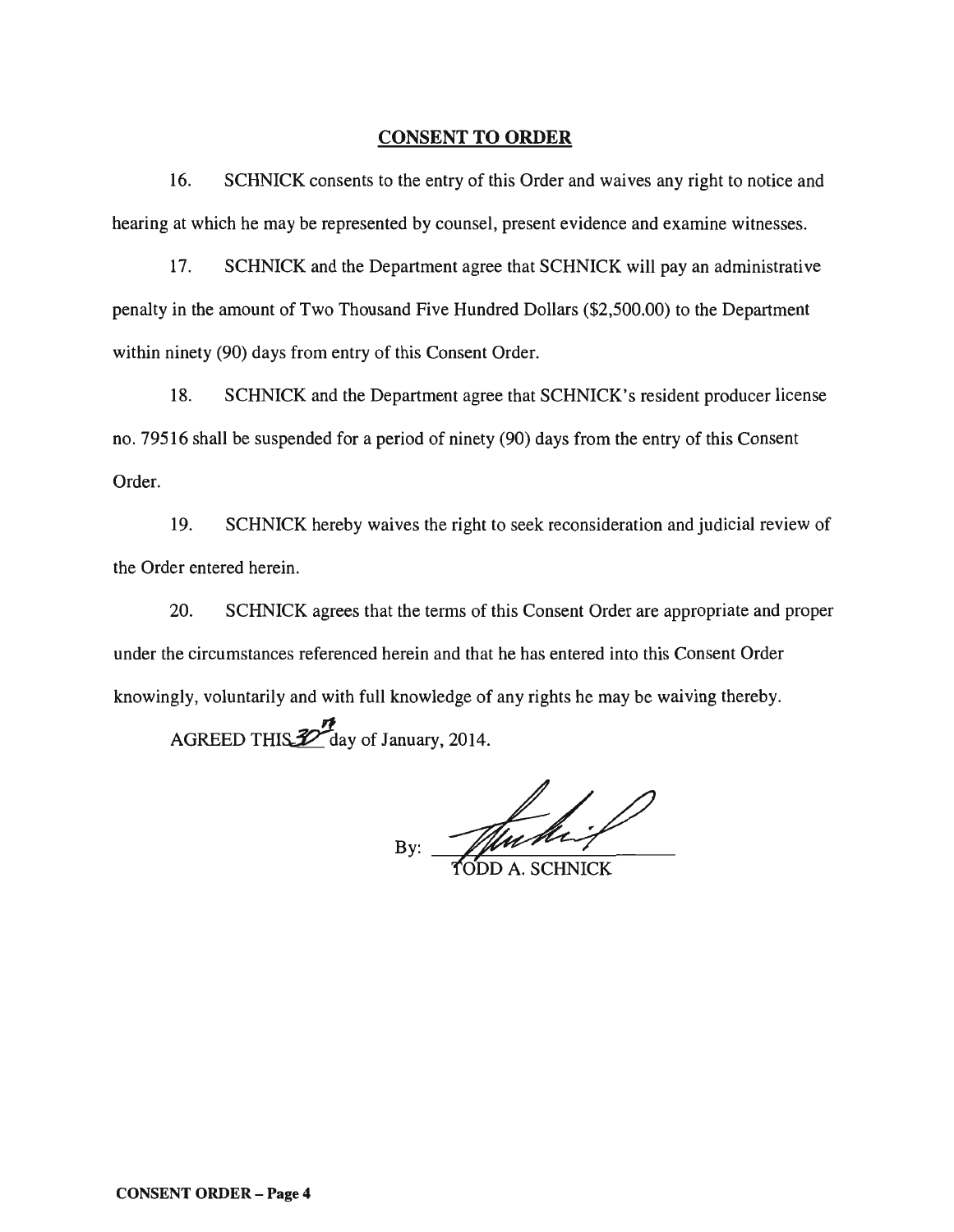## CONSENT TO ORDER

16. SCHNICK consents to the entry of this Order and waives any right to notice and hearing at which he may be represented by counsel, present evidence and examine witnesses.

17. SCHNICK and the Department agree that SCHNICK will pay an administrative penalty in the amount of Two Thousand Five Hundred Dollars ($2,500.00) to the Department within ninety (90) days from entry of this Consent Order.

18. SCHNICK and the Department agree that SCHNICK's resident producer license no. 79516 shall be suspended for a period of ninety (90) days from the entry of this Consent Order.

19. SCHNICK hereby waives the right to seek reconsideration and judicial review of the Order entered herein.

20. SCHNICK agrees that the terms of this Consent Order are appropriate and proper under the circumstances referenced herein and that he has entered into this Consent Order knowingly, voluntarily and with full knowledge of any rights he may be waiving thereby.

AGREED THIS 30th day of January, 2014.

By: ______________________
TODD A. SCHNICK

**CONSENT ORDER – Page 4**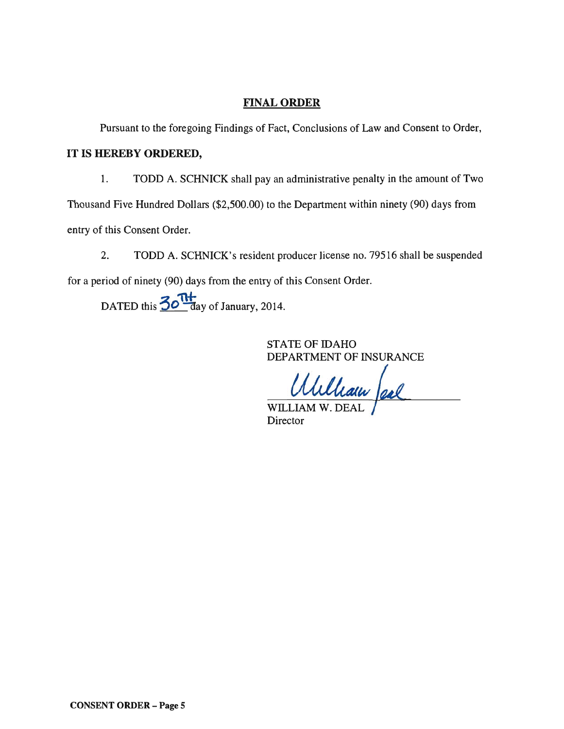## FINAL ORDER

Pursuant to the foregoing Findings of Fact, Conclusions of Law and Consent to Order,

**IT IS HEREBY ORDERED,**

1. TODD A. SCHNICK shall pay an administrative penalty in the amount of Two Thousand Five Hundred Dollars ($2,500.00) to the Department within ninety (90) days from entry of this Consent Order.

2. TODD A. SCHNICK's resident producer license no. 79516 shall be suspended for a period of ninety (90) days from the entry of this Consent Order.

DATED this 30TH day of January, 2014.

STATE OF IDAHO
DEPARTMENT OF INSURANCE

William Deal

WILLIAM W. DEAL
Director

**CONSENT ORDER – Page 5**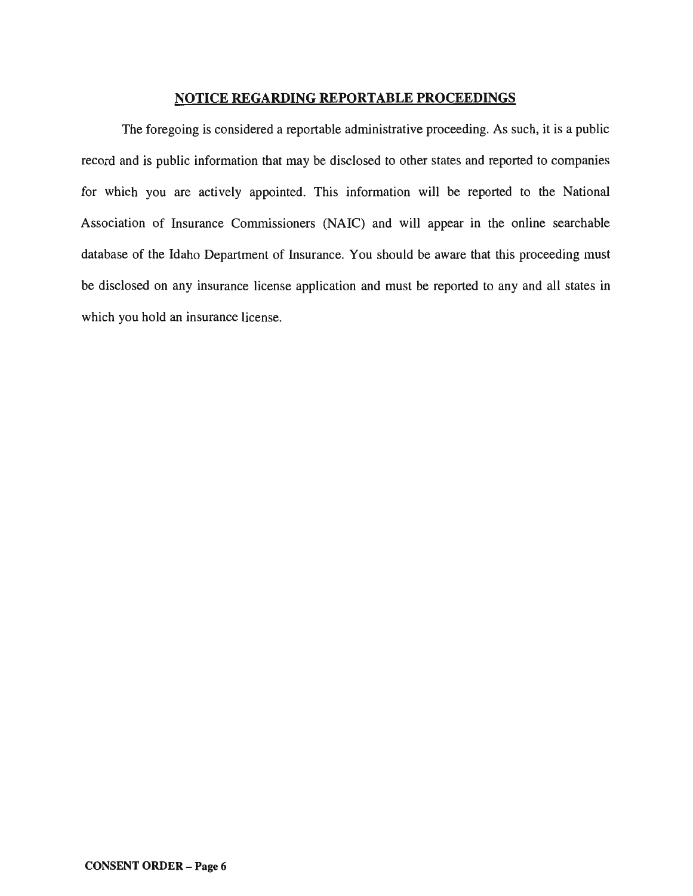## NOTICE REGARDING REPORTABLE PROCEEDINGS

The foregoing is considered a reportable administrative proceeding. As such, it is a public record and is public information that may be disclosed to other states and reported to companies for which you are actively appointed. This information will be reported to the National Association of Insurance Commissioners (NAIC) and will appear in the online searchable database of the Idaho Department of Insurance. You should be aware that this proceeding must be disclosed on any insurance license application and must be reported to any and all states in which you hold an insurance license.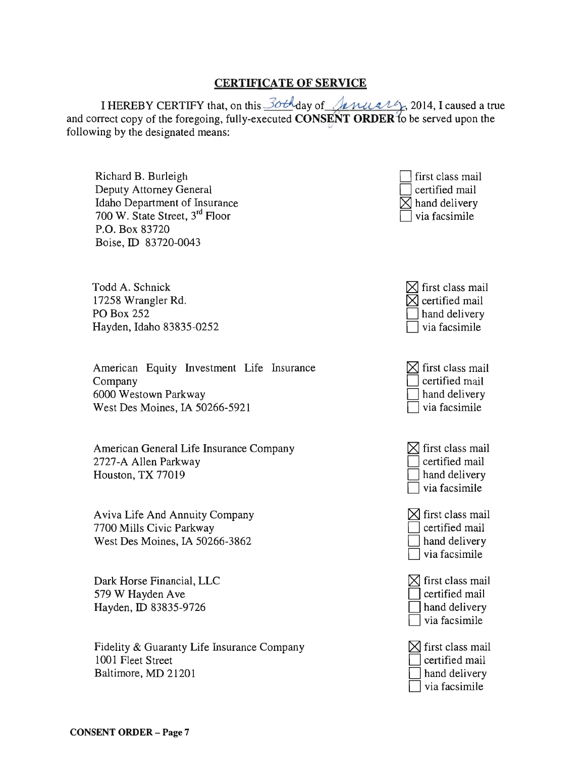## CERTIFICATE OF SERVICE

I HEREBY CERTIFY that, on this 30th day of January, 2014, I caused a true and correct copy of the foregoing, fully-executed **CONSENT ORDER** to be served upon the following by the designated means:

Richard B. Burleigh
Deputy Attorney General
Idaho Department of Insurance
700 W. State Street, 3rd Floor
P.O. Box 83720
Boise, ID 83720-0043

- ☐ first class mail
- ☐ certified mail
- ☒ hand delivery
- ☐ via facsimile

Todd A. Schnick
17258 Wrangler Rd.
PO Box 252
Hayden, Idaho 83835-0252

- ☒ first class mail
- ☒ certified mail
- ☐ hand delivery
- ☐ via facsimile

American Equity Investment Life Insurance Company
6000 Westown Parkway
West Des Moines, IA 50266-5921

- ☒ first class mail
- ☐ certified mail
- ☐ hand delivery
- ☐ via facsimile

American General Life Insurance Company
2727-A Allen Parkway
Houston, TX 77019

- ☒ first class mail
- ☐ certified mail
- ☐ hand delivery
- ☐ via facsimile

Aviva Life And Annuity Company
7700 Mills Civic Parkway
West Des Moines, IA 50266-3862

- ☒ first class mail
- ☐ certified mail
- ☐ hand delivery
- ☐ via facsimile

Dark Horse Financial, LLC
579 W Hayden Ave
Hayden, ID 83835-9726

- ☒ first class mail
- ☐ certified mail
- ☐ hand delivery
- ☐ via facsimile

Fidelity & Guaranty Life Insurance Company
1001 Fleet Street
Baltimore, MD 21201

- ☒ first class mail
- ☐ certified mail
- ☐ hand delivery
- ☐ via facsimile

**CONSENT ORDER – Page 7**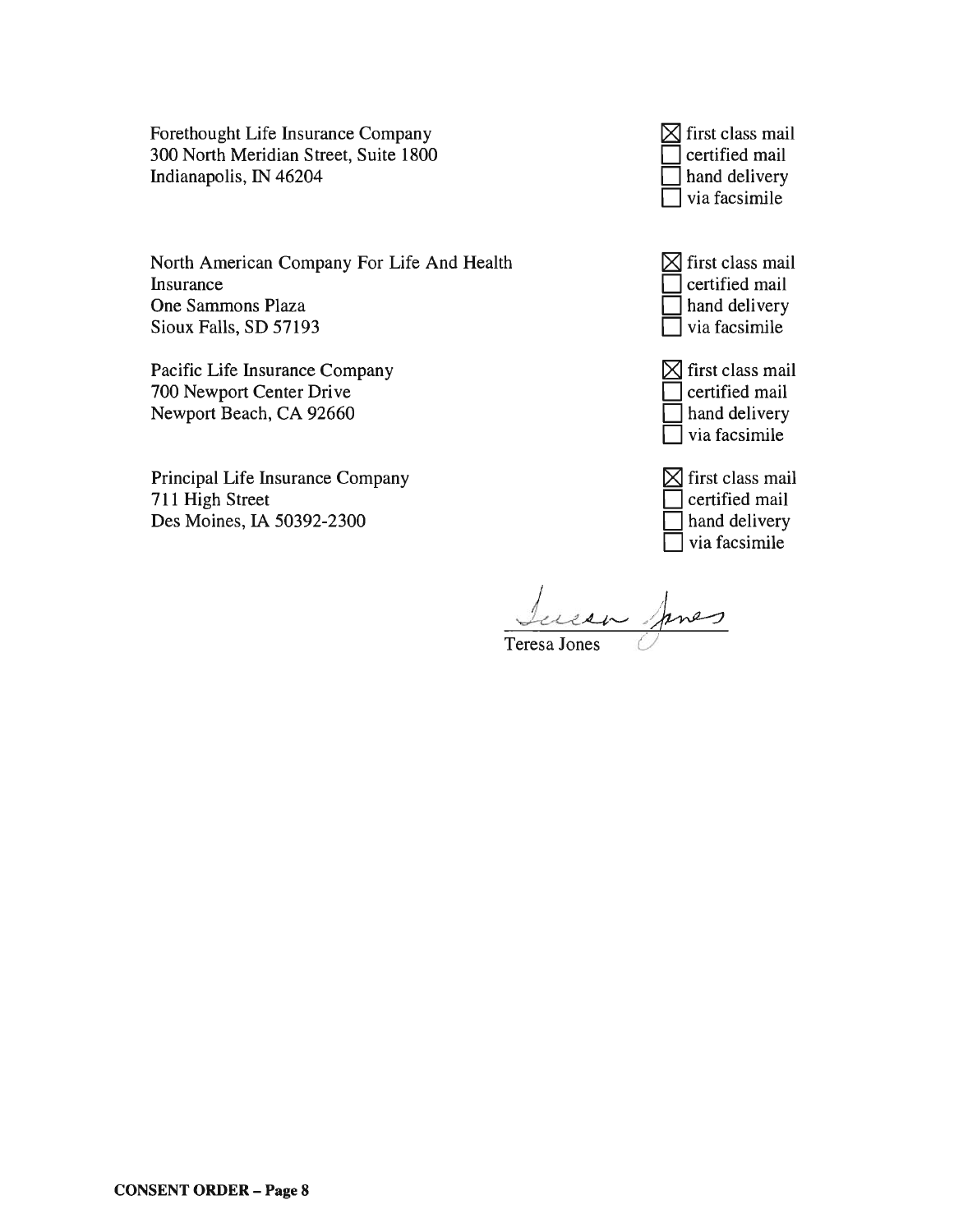Forethought Life Insurance Company
300 North Meridian Street, Suite 1800
Indianapolis, IN 46204

☒ first class mail
☐ certified mail
☐ hand delivery
☐ via facsimile

North American Company For Life And Health Insurance
One Sammons Plaza
Sioux Falls, SD 57193

☒ first class mail
☐ certified mail
☐ hand delivery
☐ via facsimile

Pacific Life Insurance Company
700 Newport Center Drive
Newport Beach, CA 92660

☒ first class mail
☐ certified mail
☐ hand delivery
☐ via facsimile

Principal Life Insurance Company
711 High Street
Des Moines, IA 50392-2300

☒ first class mail
☐ certified mail
☐ hand delivery
☐ via facsimile

Teresa Jones

**CONSENT ORDER – Page 8**